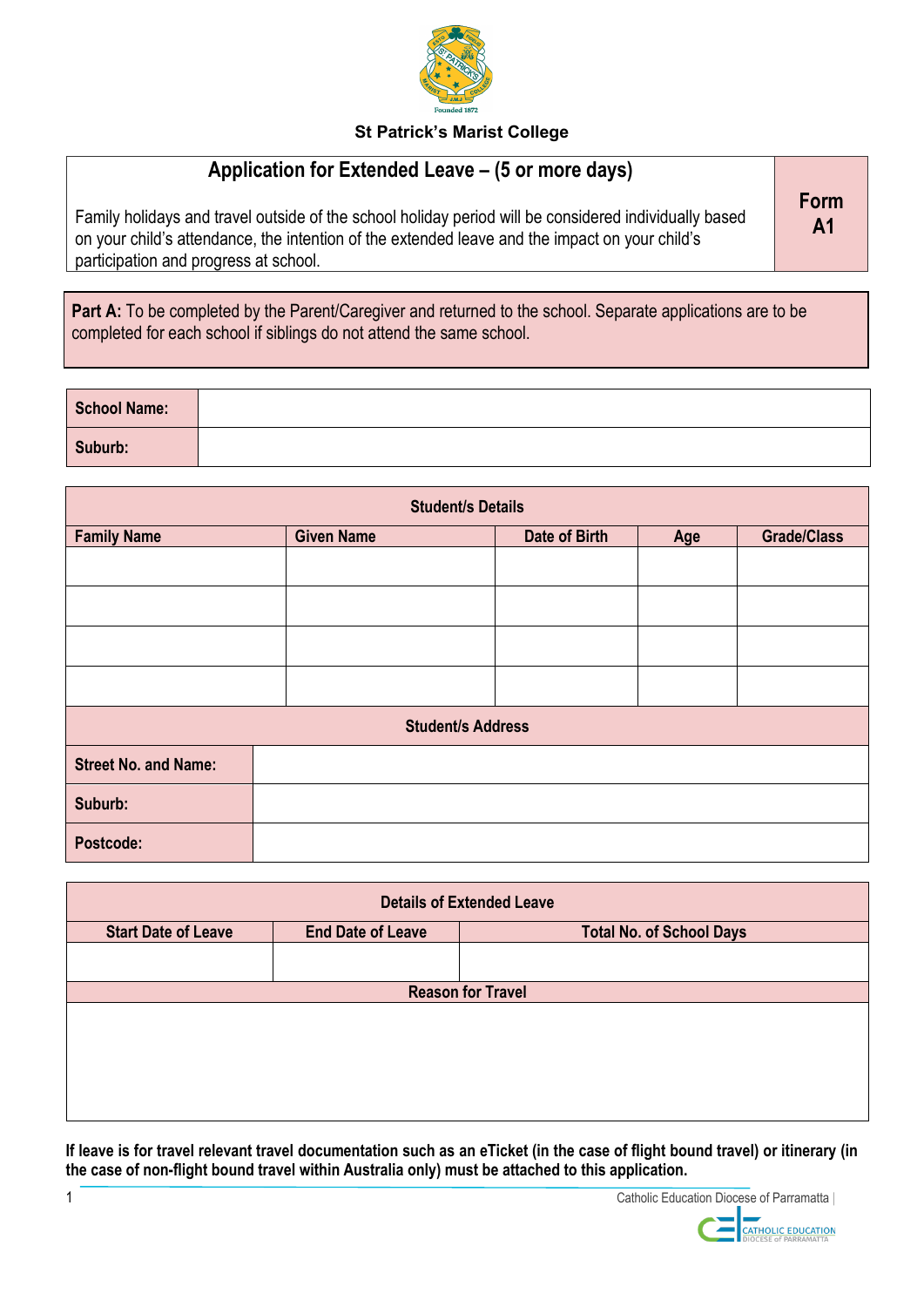St Patrick's Marist College

## Application for Extended Leave – (5 or more days)

**Form A1**

Family holidays and travel outside of the school holiday period will be considered individually based on your child's attendance, the intention of the extended leave and the impact on your child's participation and progress at school.

**Part A:** To be completed by the Parent/Caregiver and returned to the school. Separate applications are to be completed for each school if siblings do not attend the same school.

| | |
|---|---|
| **School Name:** | |
| **Suburb:** | |

| **Student/s Details** | | | | |
|---|---|---|---|---|
| **Family Name** | **Given Name** | **Date of Birth** | **Age** | **Grade/Class** |
| | | | | |
| | | | | |
| | | | | |
| | | | | |

| **Student/s Address** | |
|---|---|
| **Street No. and Name:** | |
| **Suburb:** | |
| **Postcode:** | |

| **Details of Extended Leave** | | |
|---|---|---|
| **Start Date of Leave** | **End Date of Leave** | **Total No. of School Days** |
| | | |
| **Reason for Travel** | | |
| | | |

**If leave is for travel relevant travel documentation such as an eTicket (in the case of flight bound travel) or itinerary (in the case of non-flight bound travel within Australia only) must be attached to this application.**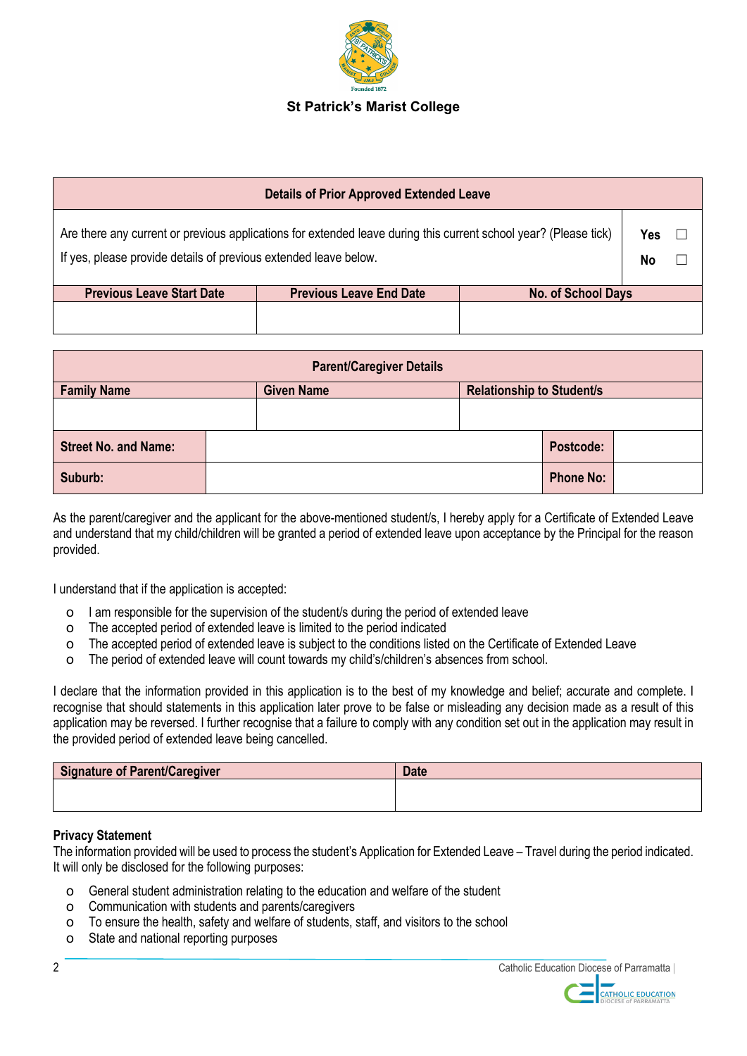**St Patrick's Marist College**

| Details of Prior Approved Extended Leave | | |
|---|---|---|
| Are there any current or previous applications for extended leave during this current school year? (Please tick)<br>If yes, please provide details of previous extended leave below. | | Yes ☐<br>No ☐ |
| **Previous Leave Start Date** | **Previous Leave End Date** | **No. of School Days** |
| | | |

| Parent/Caregiver Details | | | |
|---|---|---|---|
| **Family Name** | **Given Name** | **Relationship to Student/s** | |
| | | | |
| **Street No. and Name:** | | **Postcode:** | |
| **Suburb:** | | **Phone No:** | |

As the parent/caregiver and the applicant for the above-mentioned student/s, I hereby apply for a Certificate of Extended Leave and understand that my child/children will be granted a period of extended leave upon acceptance by the Principal for the reason provided.

I understand that if the application is accepted:

- I am responsible for the supervision of the student/s during the period of extended leave
- The accepted period of extended leave is limited to the period indicated
- The accepted period of extended leave is subject to the conditions listed on the Certificate of Extended Leave
- The period of extended leave will count towards my child's/children's absences from school.

I declare that the information provided in this application is to the best of my knowledge and belief; accurate and complete. I recognise that should statements in this application later prove to be false or misleading any decision made as a result of this application may be reversed. I further recognise that a failure to comply with any condition set out in the application may result in the provided period of extended leave being cancelled.

| Signature of Parent/Caregiver | Date |
|---|---|
| | |

**Privacy Statement**

The information provided will be used to process the student's Application for Extended Leave – Travel during the period indicated. It will only be disclosed for the following purposes:

- General student administration relating to the education and welfare of the student
- Communication with students and parents/caregivers
- To ensure the health, safety and welfare of students, staff, and visitors to the school
- State and national reporting purposes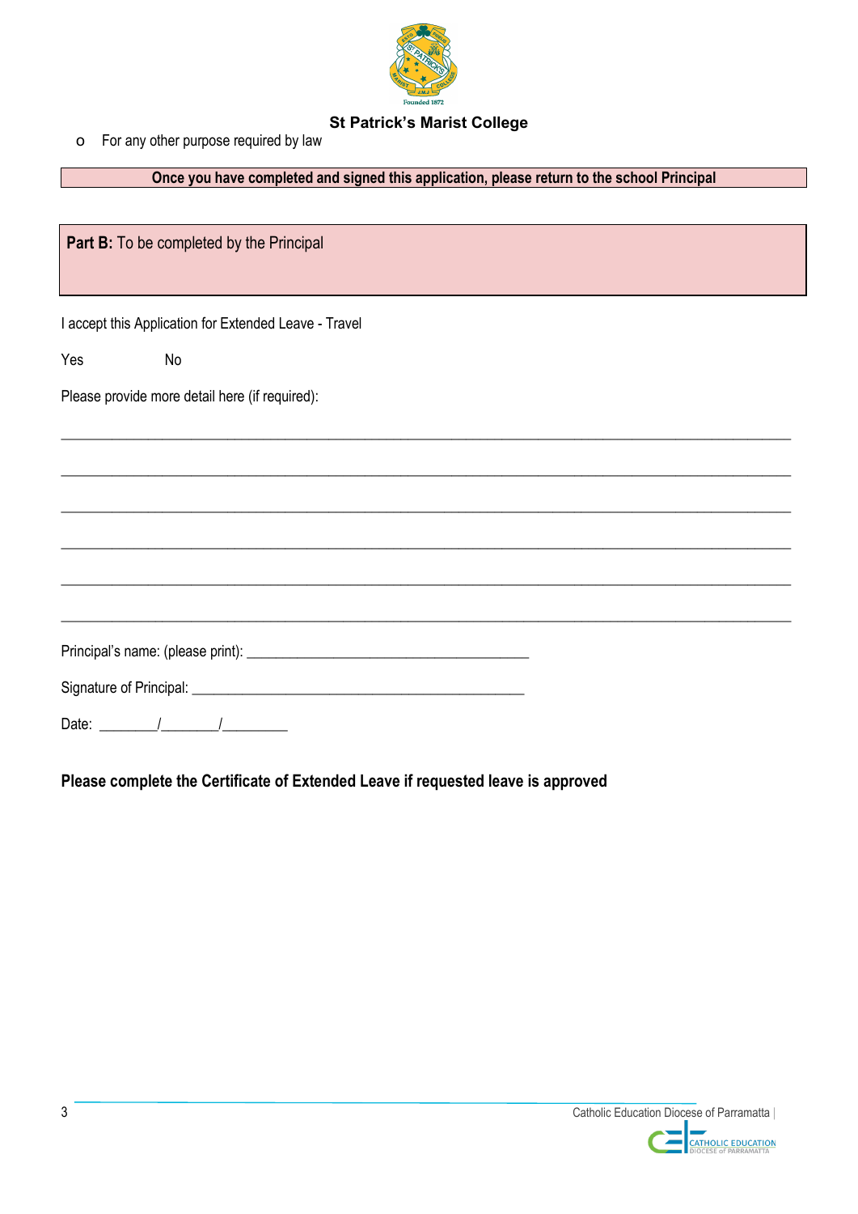St Patrick's Marist College

- For any other purpose required by law

**Once you have completed and signed this application, please return to the school Principal**

**Part B:** To be completed by the Principal

I accept this Application for Extended Leave - Travel

Yes No

Please provide more detail here (if required):

______________________________________________________________________________

______________________________________________________________________________

______________________________________________________________________________

______________________________________________________________________________

______________________________________________________________________________

______________________________________________________________________________

Principal's name: (please print): ________________________________________

Signature of Principal: _______________________________________________

Date: ________/________/_________

**Please complete the Certificate of Extended Leave if requested leave is approved**